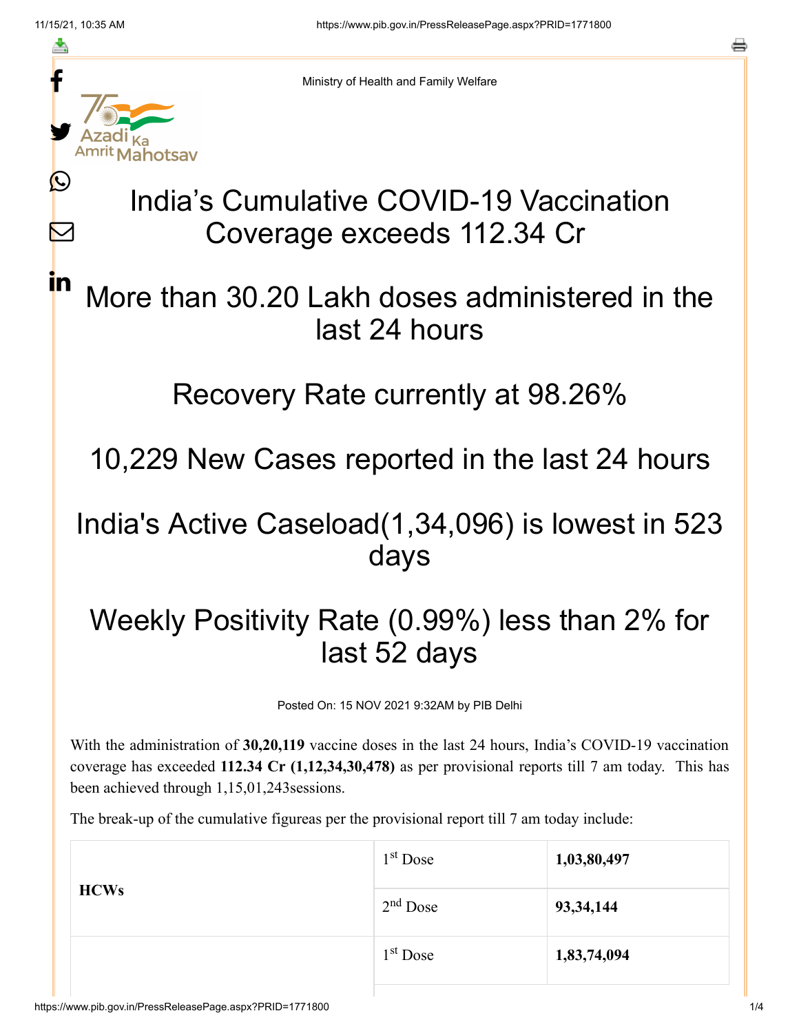Ministry of Health and Family Welfare

# India's Cumulative COVID-19 Vaccination Coverage exceeds 112.34 Cr

## More than 30.20 Lakh doses administered in the last 24 hours

## Recovery Rate currently at 98.26%

## 10,229 New Cases reported in the last 24 hours

## India's Active Caseload(1,34,096) is lowest in 523 days

## Weekly Positivity Rate (0.99%) less than 2% for last 52 days

Posted On: 15 NOV 2021 9:32AM by PIB Delhi

With the administration of **30,20,119** vaccine doses in the last 24 hours, India's COVID-19 vaccination coverage has exceeded **112.34 Cr (1,12,34,30,478)** as per provisional reports till 7 am today. This has been achieved through 1,15,01,243sessions.

The break-up of the cumulative figureas per the provisional report till 7 am today include:

| | | |
|---|---|---|
| **HCWs** | 1st Dose | **1,03,80,497** |
| | 2nd Dose | **93,34,144** |
| | 1st Dose | **1,83,74,094** |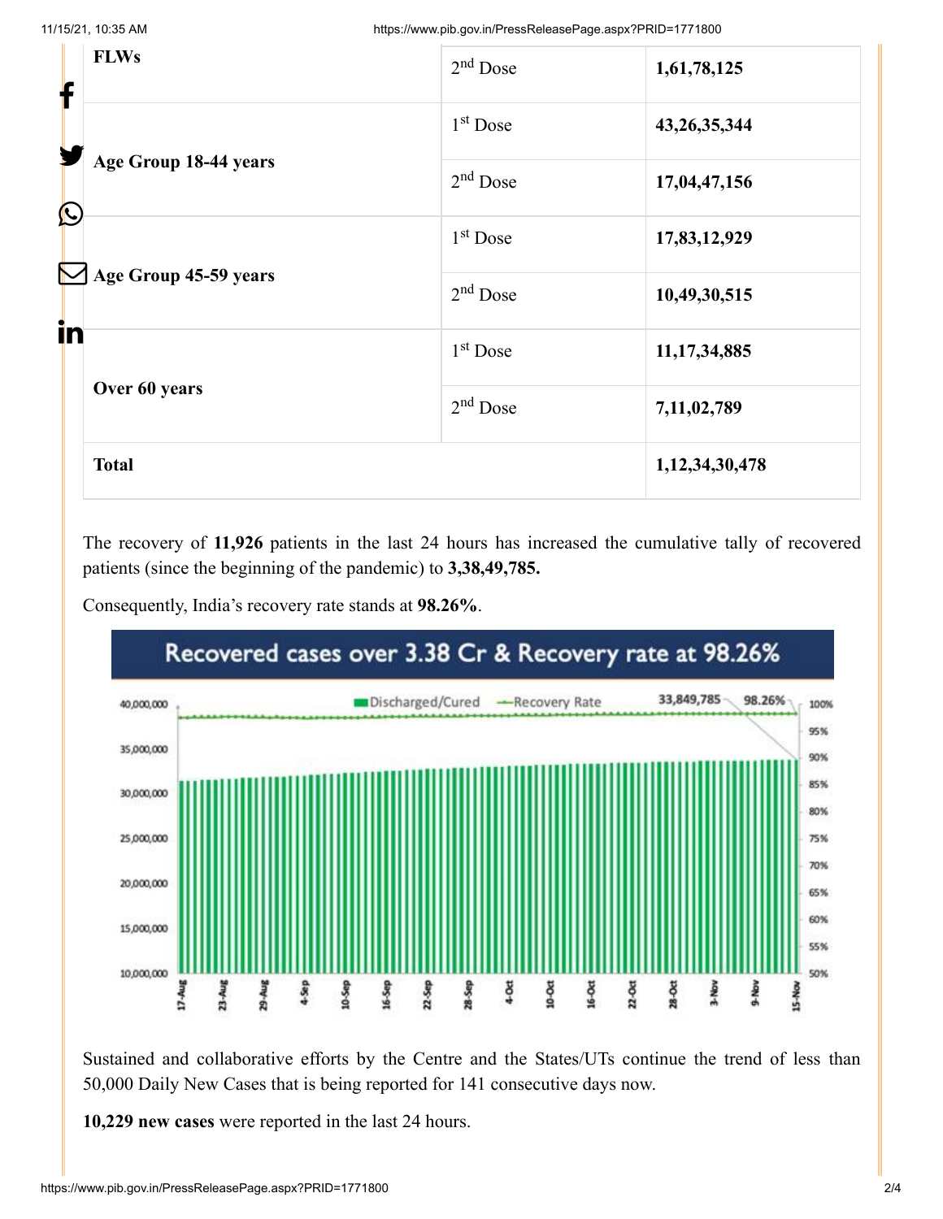| | | |
|---|---|---|
| **FLWs** | 2nd Dose | **1,61,78,125** |
| **Age Group 18-44 years** | 1st Dose | **43,26,35,344** |
| | 2nd Dose | **17,04,47,156** |
| **Age Group 45-59 years** | 1st Dose | **17,83,12,929** |
| | 2nd Dose | **10,49,30,515** |
| **Over 60 years** | 1st Dose | **11,17,34,885** |
| | 2nd Dose | **7,11,02,789** |
| **Total** | | **1,12,34,30,478** |

The recovery of **11,926** patients in the last 24 hours has increased the cumulative tally of recovered patients (since the beginning of the pandemic) to **3,38,49,785.**

Consequently, India's recovery rate stands at **98.26%**.

Recovered cases over 3.38 Cr & Recovery rate at 98.26%

Sustained and collaborative efforts by the Centre and the States/UTs continue the trend of less than 50,000 Daily New Cases that is being reported for 141 consecutive days now.

**10,229 new cases** were reported in the last 24 hours.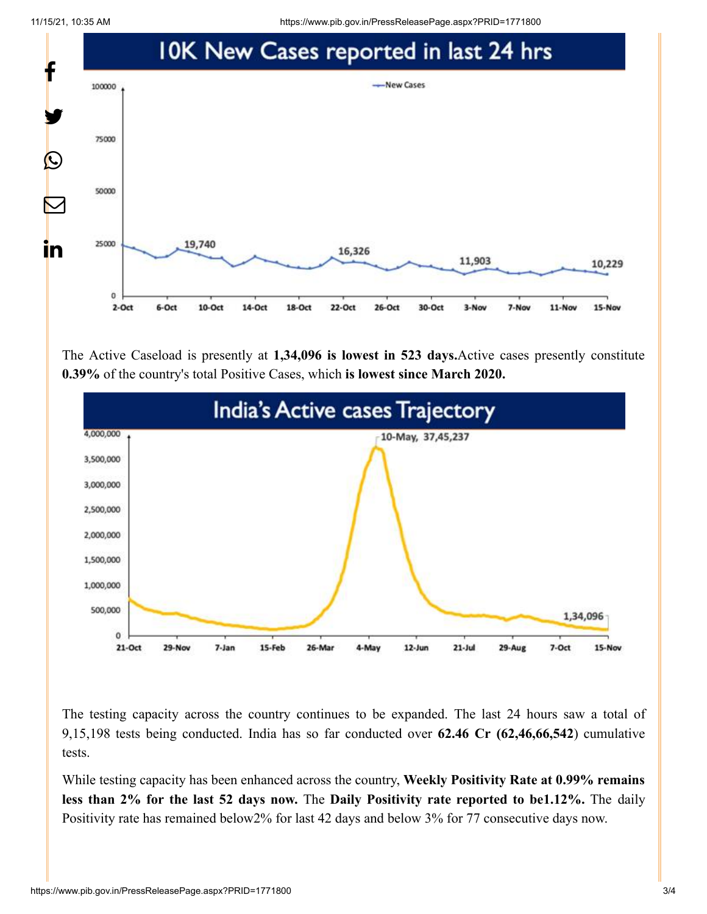## 10K New Cases reported in last 24 hrs

The Active Caseload is presently at **1,34,096 is lowest in 523 days.**Active cases presently constitute **0.39%** of the country's total Positive Cases, which **is lowest since March 2020.**

## India's Active cases Trajectory

The testing capacity across the country continues to be expanded. The last 24 hours saw a total of 9,15,198 tests being conducted. India has so far conducted over **62.46 Cr (62,46,66,542**) cumulative tests.

While testing capacity has been enhanced across the country, **Weekly Positivity Rate at 0.99% remains less than 2% for the last 52 days now.** The **Daily Positivity rate reported to be1.12%.** The daily Positivity rate has remained below2% for last 42 days and below 3% for 77 consecutive days now.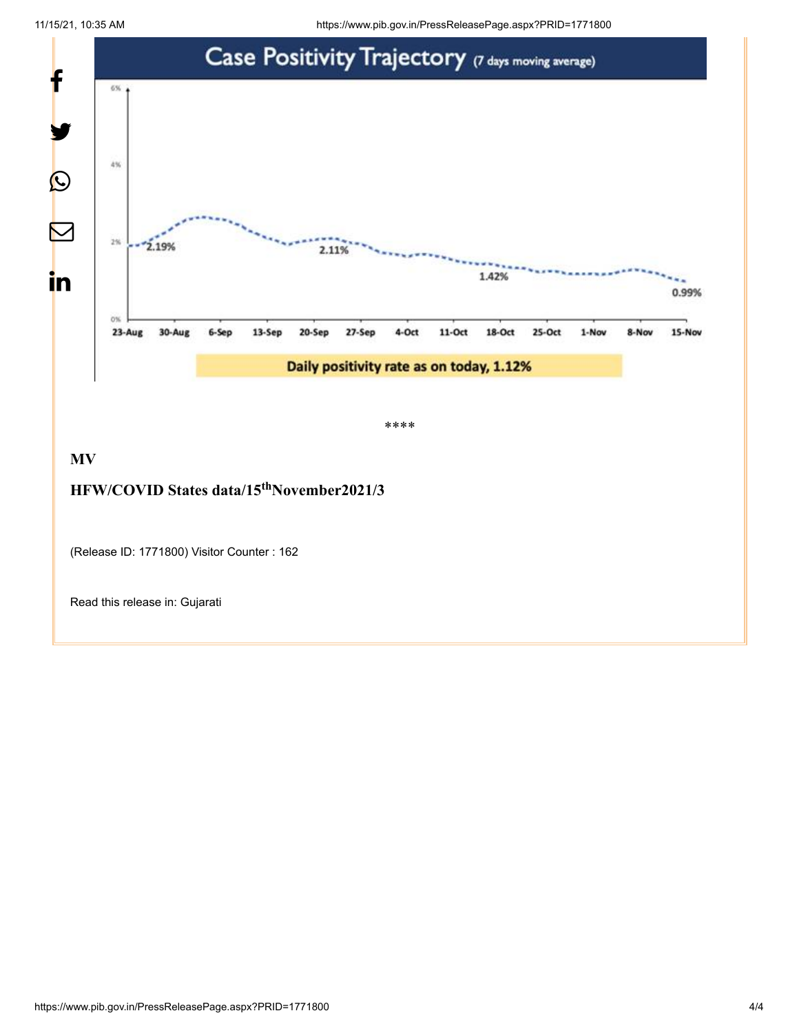Case Positivity Trajectory (7 days moving average)

6%

4%

2%

0%

2.19%

2.11%

1.42%

0.99%

23-Aug 30-Aug 6-Sep 13-Sep 20-Sep 27-Sep 4-Oct 11-Oct 18-Oct 25-Oct 1-Nov 8-Nov 15-Nov

Daily positivity rate as on today, 1.12%

\*\*\*\*

**MV**

**HFW/COVID States data/15thNovember2021/3**

(Release ID: 1771800) Visitor Counter : 162

Read this release in: Gujarati